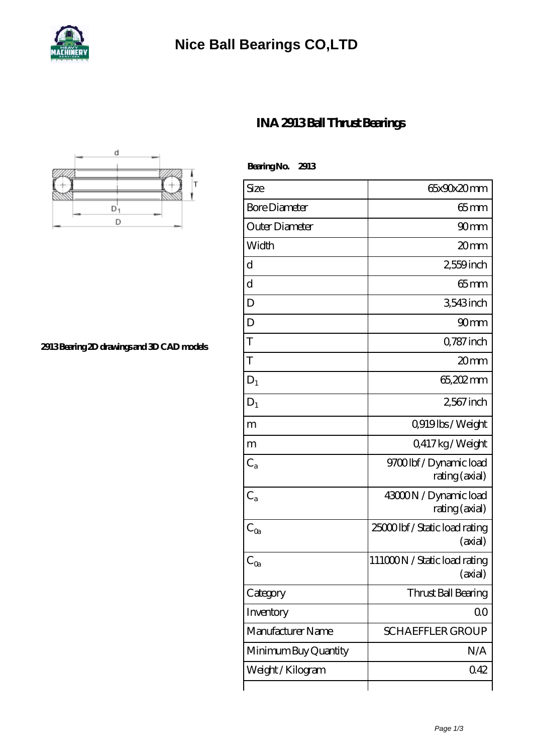# Nice Ball Bearings CO,LTD

## INA 2913 Ball Thrust Bearings

2913 Bearing 2D drawings and 3D CAD models

**Bearing No. 2913**

| | |
|---|---|
| Size | 65x90x20 mm |
| Bore Diameter | 65 mm |
| Outer Diameter | 90 mm |
| Width | 20 mm |
| d | 2,559 inch |
| d | 65 mm |
| D | 3,543 inch |
| D | 90 mm |
| T | 0,787 inch |
| T | 20 mm |
| $D_1$ | 65,202 mm |
| $D_1$ | 2,567 inch |
| m | 0,919 lbs / Weight |
| m | 0,417 kg / Weight |
| $C_a$ | 9700 lbf / Dynamic load rating (axial) |
| $C_a$ | 43000 N / Dynamic load rating (axial) |
| $C_{0a}$ | 25000 lbf / Static load rating (axial) |
| $C_{0a}$ | 111000 N / Static load rating (axial) |
| Category | Thrust Ball Bearing |
| Inventory | 0.0 |
| Manufacturer Name | SCHAEFFLER GROUP |
| Minimum Buy Quantity | N/A |
| Weight / Kilogram | 0.42 |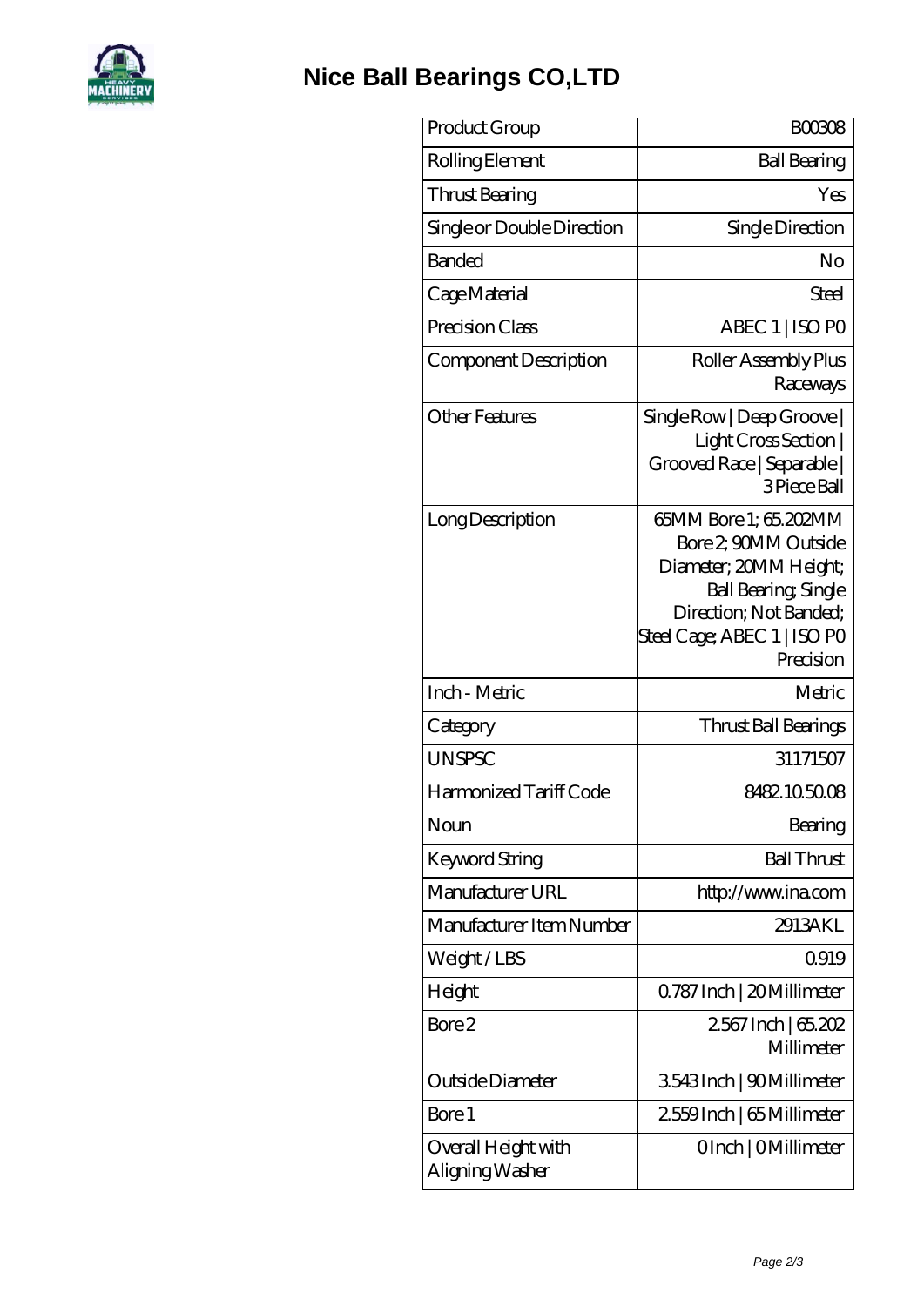# Nice Ball Bearings CO,LTD

| Product Group | B00308 |
| --- | --- |
| Rolling Element | Ball Bearing |
| Thrust Bearing | Yes |
| Single or Double Direction | Single Direction |
| Banded | No |
| Cage Material | Steel |
| Precision Class | ABEC 1 \| ISO P0 |
| Component Description | Roller Assembly Plus Raceways |
| Other Features | Single Row \| Deep Groove \| Light Cross Section \| Grooved Race \| Separable \| 3 Piece Ball |
| Long Description | 65MM Bore 1; 65.202MM Bore 2; 90MM Outside Diameter; 20MM Height; Ball Bearing; Single Direction; Not Banded; Steel Cage; ABEC 1 \| ISO P0 Precision |
| Inch - Metric | Metric |
| Category | Thrust Ball Bearings |
| UNSPSC | 31171507 |
| Harmonized Tariff Code | 8482.10.50.08 |
| Noun | Bearing |
| Keyword String | Ball Thrust |
| Manufacturer URL | http://www.ina.com |
| Manufacturer Item Number | 2913AKL |
| Weight / LBS | 0.919 |
| Height | 0.787 Inch \| 20 Millimeter |
| Bore 2 | 2.567 Inch \| 65.202 Millimeter |
| Outside Diameter | 3.543 Inch \| 90 Millimeter |
| Bore 1 | 2.559 Inch \| 65 Millimeter |
| Overall Height with Aligning Washer | 0 Inch \| 0 Millimeter |